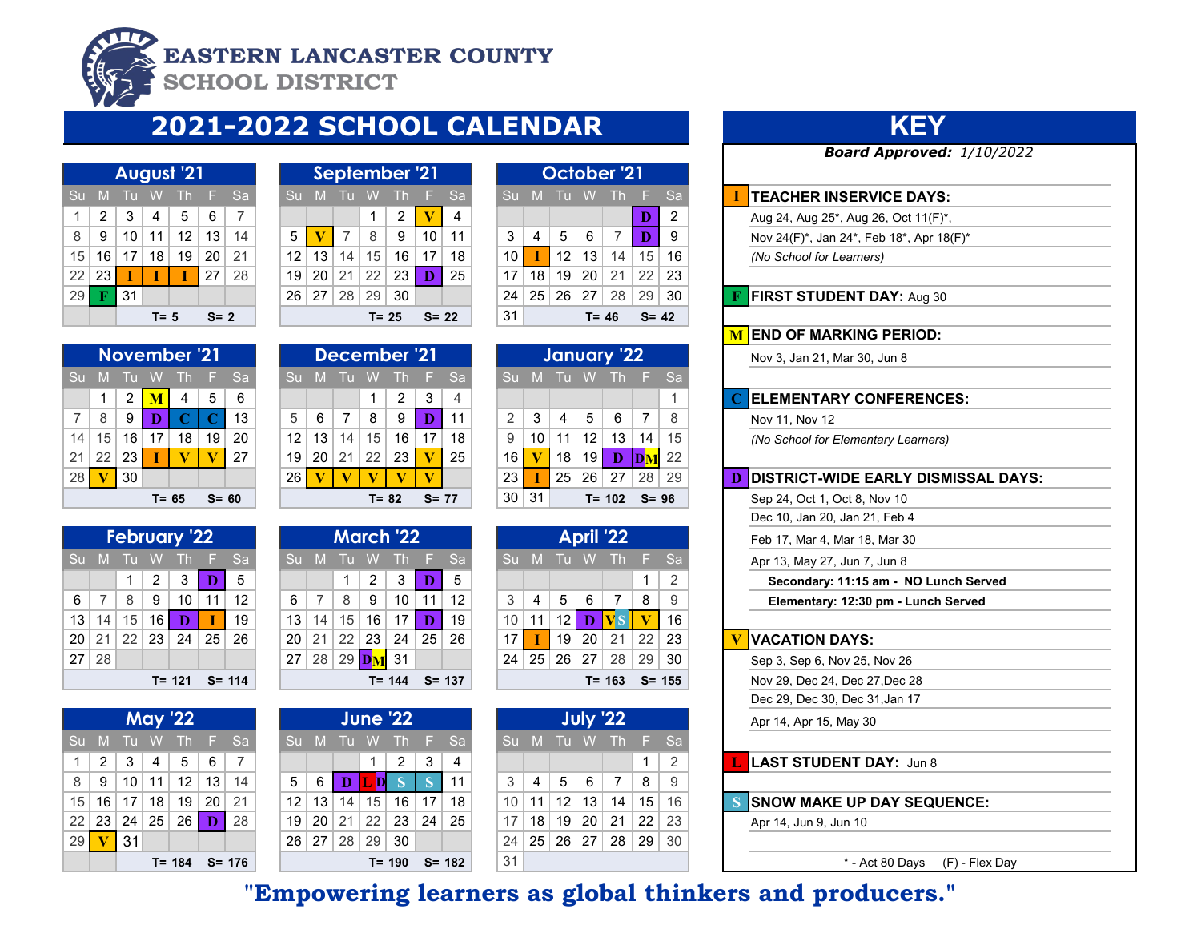# EASTERN LANCASTER COUNTY SCHOOL DISTRICT

## 2021-2022 SCHOOL CALENDAR

### August '21

| Su | M | Tu | W | Th | F | Sa |
|---|---|---|---|---|---|---|
| 1 | 2 | 3 | 4 | 5 | 6 | 7 |
| 8 | 9 | 10 | 11 | 12 | 13 | 14 |
| 15 | 16 | 17 | 18 | 19 | 20 | 21 |
| 22 | 23 | I | I | I | 27 | 28 |
| 29 | F | 31 | | | | |

T= 5 S= 2

### September '21

| Su | M | Tu | W | Th | F | Sa |
|---|---|---|---|---|---|---|
| | | | 1 | 2 | V | 4 |
| 5 | V | 7 | 8 | 9 | 10 | 11 |
| 12 | 13 | 14 | 15 | 16 | 17 | 18 |
| 19 | 20 | 21 | 22 | 23 | D | 25 |
| 26 | 27 | 28 | 29 | 30 | | |

T= 25 S= 22

### October '21

| Su | M | Tu | W | Th | F | Sa |
|---|---|---|---|---|---|---|
| | | | | | D | 2 |
| 3 | 4 | 5 | 6 | 7 | D | 9 |
| 10 | I | 12 | 13 | 14 | 15 | 16 |
| 17 | 18 | 19 | 20 | 21 | 22 | 23 |
| 24 | 25 | 26 | 27 | 28 | 29 | 30 |
| 31 | | | | | | |

T= 46 S= 42

### November '21

| Su | M | Tu | W | Th | F | Sa |
|---|---|---|---|---|---|---|
| | 1 | 2 | M | 4 | 5 | 6 |
| 7 | 8 | 9 | D | C | C | 13 |
| 14 | 15 | 16 | 17 | 18 | 19 | 20 |
| 21 | 22 | 23 | I | V | V | 27 |
| 28 | V | 30 | | | | |

T= 65 S= 60

### December '21

| Su | M | Tu | W | Th | F | Sa |
|---|---|---|---|---|---|---|
| | | | 1 | 2 | 3 | 4 |
| 5 | 6 | 7 | 8 | 9 | D | 11 |
| 12 | 13 | 14 | 15 | 16 | 17 | 18 |
| 19 | 20 | 21 | 22 | 23 | V | 25 |
| 26 | V | V | V | V | V | |

T= 82 S= 77

### January '22

| Su | M | Tu | W | Th | F | Sa |
|---|---|---|---|---|---|---|
| | | | | | | 1 |
| 2 | 3 | 4 | 5 | 6 | 7 | 8 |
| 9 | 10 | 11 | 12 | 13 | 14 | 15 |
| 16 | V | 18 | 19 | D | DM | 22 |
| 23 | I | 25 | 26 | 27 | 28 | 29 |
| 30 | 31 | | | | | |

T= 102 S= 96

### February '22

| Su | M | Tu | W | Th | F | Sa |
|---|---|---|---|---|---|---|
| | | 1 | 2 | 3 | D | 5 |
| 6 | 7 | 8 | 9 | 10 | 11 | 12 |
| 13 | 14 | 15 | 16 | D | I | 19 |
| 20 | 21 | 22 | 23 | 24 | 25 | 26 |
| 27 | 28 | | | | | |

T= 121 S= 114

### March '22

| Su | M | Tu | W | Th | F | Sa |
|---|---|---|---|---|---|---|
| | | 1 | 2 | 3 | D | 5 |
| 6 | 7 | 8 | 9 | 10 | 11 | 12 |
| 13 | 14 | 15 | 16 | 17 | D | 19 |
| 20 | 21 | 22 | 23 | 24 | 25 | 26 |
| 27 | 28 | 29 | DM | 31 | | |

T= 144 S= 137

### April '22

| Su | M | Tu | W | Th | F | Sa |
|---|---|---|---|---|---|---|
| | | | | | 1 | 2 |
| 3 | 4 | 5 | 6 | 7 | 8 | 9 |
| 10 | 11 | 12 | D | VS | V | 16 |
| 17 | I | 19 | 20 | 21 | 22 | 23 |
| 24 | 25 | 26 | 27 | 28 | 29 | 30 |

T= 163 S= 155

### May '22

| Su | M | Tu | W | Th | F | Sa |
|---|---|---|---|---|---|---|
| 1 | 2 | 3 | 4 | 5 | 6 | 7 |
| 8 | 9 | 10 | 11 | 12 | 13 | 14 |
| 15 | 16 | 17 | 18 | 19 | 20 | 21 |
| 22 | 23 | 24 | 25 | 26 | D | 28 |
| 29 | V | 31 | | | | |

T= 184 S= 176

### June '22

| Su | M | Tu | W | Th | F | Sa |
|---|---|---|---|---|---|---|
| | | | 1 | 2 | 3 | 4 |
| 5 | 6 | D | LD | S | S | 11 |
| 12 | 13 | 14 | 15 | 16 | 17 | 18 |
| 19 | 20 | 21 | 22 | 23 | 24 | 25 |
| 26 | 27 | 28 | 29 | 30 | | |

T= 190 S= 182

### July '22

| Su | M | Tu | W | Th | F | Sa |
|---|---|---|---|---|---|---|
| | | | | | 1 | 2 |
| 3 | 4 | 5 | 6 | 7 | 8 | 9 |
| 10 | 11 | 12 | 13 | 14 | 15 | 16 |
| 17 | 18 | 19 | 20 | 21 | 22 | 23 |
| 24 | 25 | 26 | 27 | 28 | 29 | 30 |
| 31 | | | | | | |

## KEY

***Board Approved:*** *1/10/2022*

**I — TEACHER INSERVICE DAYS:**
Aug 24, Aug 25*, Aug 26, Oct 11(F)*,
Nov 24(F)*, Jan 24*, Feb 18*, Apr 18(F)*
*(No School for Learners)*

**F — FIRST STUDENT DAY:** Aug 30

**M — END OF MARKING PERIOD:**
Nov 3, Jan 21, Mar 30, Jun 8

**C — ELEMENTARY CONFERENCES:**
Nov 11, Nov 12
*(No School for Elementary Learners)*

**D — DISTRICT-WIDE EARLY DISMISSAL DAYS:**
Sep 24, Oct 1, Oct 8, Nov 10
Dec 10, Jan 20, Jan 21, Feb 4
Feb 17, Mar 4, Mar 18, Mar 30
Apr 13, May 27, Jun 7, Jun 8
**Secondary: 11:15 am - NO Lunch Served**
**Elementary: 12:30 pm - Lunch Served**

**V — VACATION DAYS:**
Sep 3, Sep 6, Nov 25, Nov 26
Nov 29, Dec 24, Dec 27,Dec 28
Dec 29, Dec 30, Dec 31,Jan 17
Apr 14, Apr 15, May 30

**L — LAST STUDENT DAY:** Jun 8

**S — SNOW MAKE UP DAY SEQUENCE:**
Apr 14, Jun 9, Jun 10

* - Act 80 Days (F) - Flex Day

**"Empowering learners as global thinkers and producers."**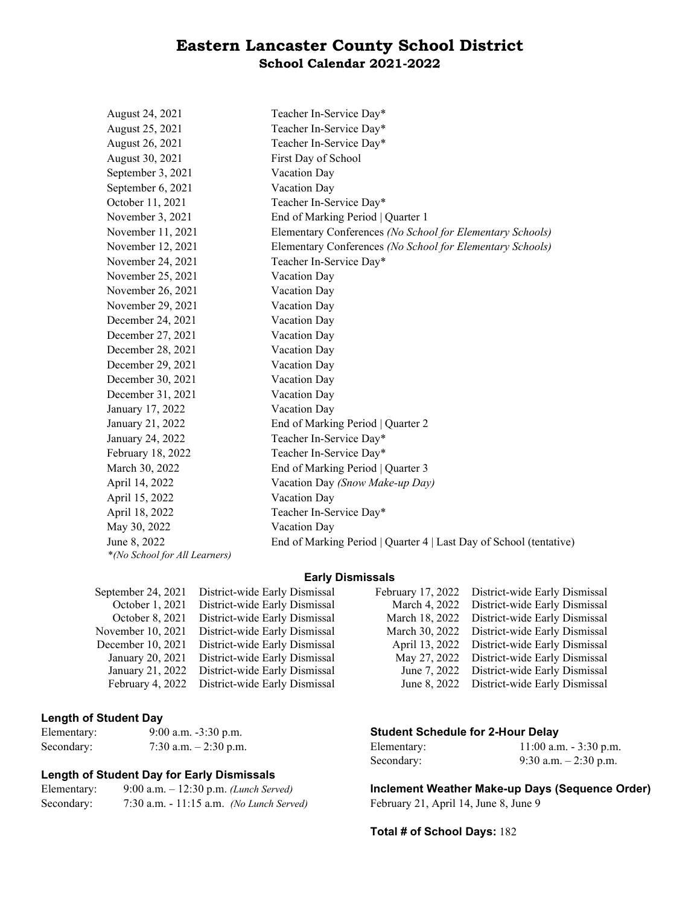# Eastern Lancaster County School District

## School Calendar 2021-2022

| | |
|---|---|
| August 24, 2021 | Teacher In-Service Day* |
| August 25, 2021 | Teacher In-Service Day* |
| August 26, 2021 | Teacher In-Service Day* |
| August 30, 2021 | First Day of School |
| September 3, 2021 | Vacation Day |
| September 6, 2021 | Vacation Day |
| October 11, 2021 | Teacher In-Service Day* |
| November 3, 2021 | End of Marking Period \| Quarter 1 |
| November 11, 2021 | Elementary Conferences *(No School for Elementary Schools)* |
| November 12, 2021 | Elementary Conferences *(No School for Elementary Schools)* |
| November 24, 2021 | Teacher In-Service Day* |
| November 25, 2021 | Vacation Day |
| November 26, 2021 | Vacation Day |
| November 29, 2021 | Vacation Day |
| December 24, 2021 | Vacation Day |
| December 27, 2021 | Vacation Day |
| December 28, 2021 | Vacation Day |
| December 29, 2021 | Vacation Day |
| December 30, 2021 | Vacation Day |
| December 31, 2021 | Vacation Day |
| January 17, 2022 | Vacation Day |
| January 21, 2022 | End of Marking Period \| Quarter 2 |
| January 24, 2022 | Teacher In-Service Day* |
| February 18, 2022 | Teacher In-Service Day* |
| March 30, 2022 | End of Marking Period \| Quarter 3 |
| April 14, 2022 | Vacation Day *(Snow Make-up Day)* |
| April 15, 2022 | Vacation Day |
| April 18, 2022 | Teacher In-Service Day* |
| May 30, 2022 | Vacation Day |
| June 8, 2022 | End of Marking Period \| Quarter 4 \| Last Day of School (tentative) |

**(No School for All Learners)*

### Early Dismissals

| | |
|---|---|
| September 24, 2021 | District-wide Early Dismissal |
| October 1, 2021 | District-wide Early Dismissal |
| October 8, 2021 | District-wide Early Dismissal |
| November 10, 2021 | District-wide Early Dismissal |
| December 10, 2021 | District-wide Early Dismissal |
| January 20, 2021 | District-wide Early Dismissal |
| January 21, 2022 | District-wide Early Dismissal |
| February 4, 2022 | District-wide Early Dismissal |
| February 17, 2022 | District-wide Early Dismissal |
| March 4, 2022 | District-wide Early Dismissal |
| March 18, 2022 | District-wide Early Dismissal |
| March 30, 2022 | District-wide Early Dismissal |
| April 13, 2022 | District-wide Early Dismissal |
| May 27, 2022 | District-wide Early Dismissal |
| June 7, 2022 | District-wide Early Dismissal |
| June 8, 2022 | District-wide Early Dismissal |

### Length of Student Day

| | |
|---|---|
| Elementary: | 9:00 a.m. -3:30 p.m. |
| Secondary: | 7:30 a.m. – 2:30 p.m. |

### Length of Student Day for Early Dismissals

| | |
|---|---|
| Elementary: | 9:00 a.m. – 12:30 p.m. *(Lunch Served)* |
| Secondary: | 7:30 a.m. - 11:15 a.m. *(No Lunch Served)* |

### Student Schedule for 2-Hour Delay

| | |
|---|---|
| Elementary: | 11:00 a.m. - 3:30 p.m. |
| Secondary: | 9:30 a.m. – 2:30 p.m. |

### Inclement Weather Make-up Days (Sequence Order)

February 21, April 14, June 8, June 9

**Total # of School Days:** 182